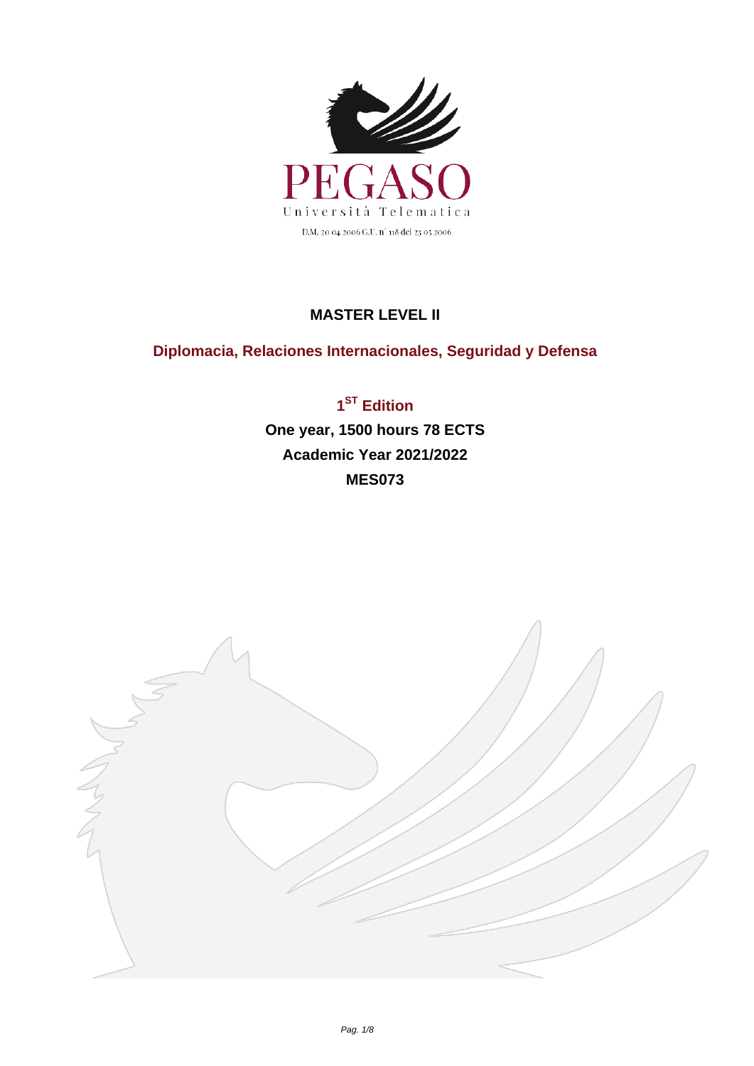PEGASO

Università Telematica

D.M. 20 04 2006 G.U. n° 118 del 23 05 2006

# MASTER LEVEL II

## Diplomacia, Relaciones Internacionales, Seguridad y Defensa

**1ST Edition**

**One year, 1500 hours 78 ECTS**

**Academic Year 2021/2022**

**MES073**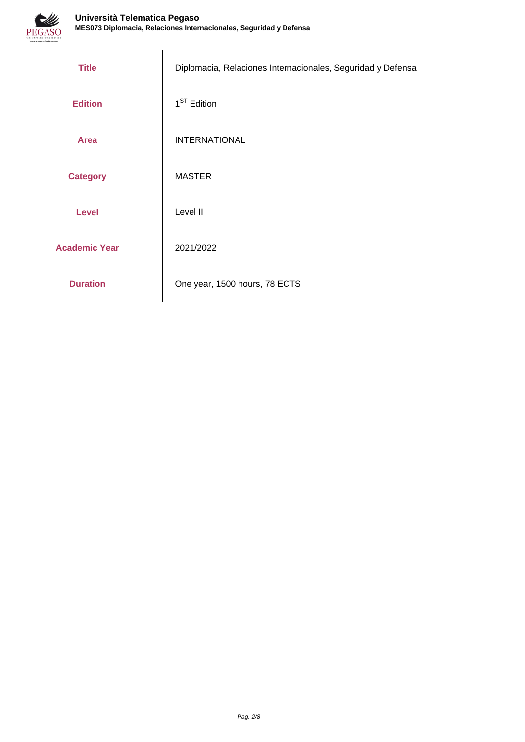| Title | Diplomacia, Relaciones Internacionales, Seguridad y Defensa |
|---|---|
| Edition | 1ST Edition |
| Area | INTERNATIONAL |
| Category | MASTER |
| Level | Level II |
| Academic Year | 2021/2022 |
| Duration | One year, 1500 hours, 78 ECTS |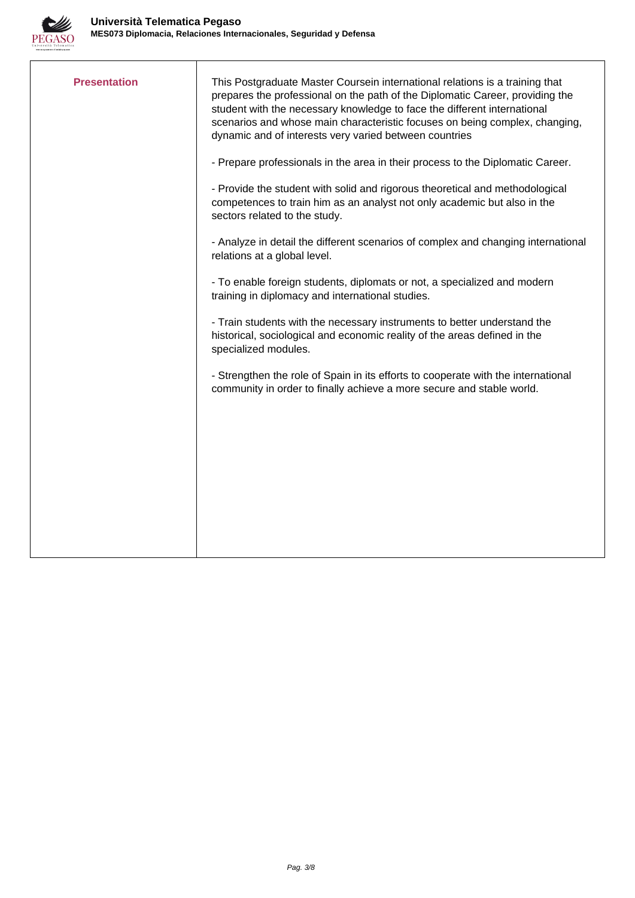| **Presentation** | This Postgraduate Master Coursein international relations is a training that prepares the professional on the path of the Diplomatic Career, providing the student with the necessary knowledge to face the different international scenarios and whose main characteristic focuses on being complex, changing, dynamic and of interests very varied between countries<br><br>- Prepare professionals in the area in their process to the Diplomatic Career.<br><br>- Provide the student with solid and rigorous theoretical and methodological competences to train him as an analyst not only academic but also in the sectors related to the study.<br><br>- Analyze in detail the different scenarios of complex and changing international relations at a global level.<br><br>- To enable foreign students, diplomats or not, a specialized and modern training in diplomacy and international studies.<br><br>- Train students with the necessary instruments to better understand the historical, sociological and economic reality of the areas defined in the specialized modules.<br><br>- Strengthen the role of Spain in its efforts to cooperate with the international community in order to finally achieve a more secure and stable world. |
|---|---|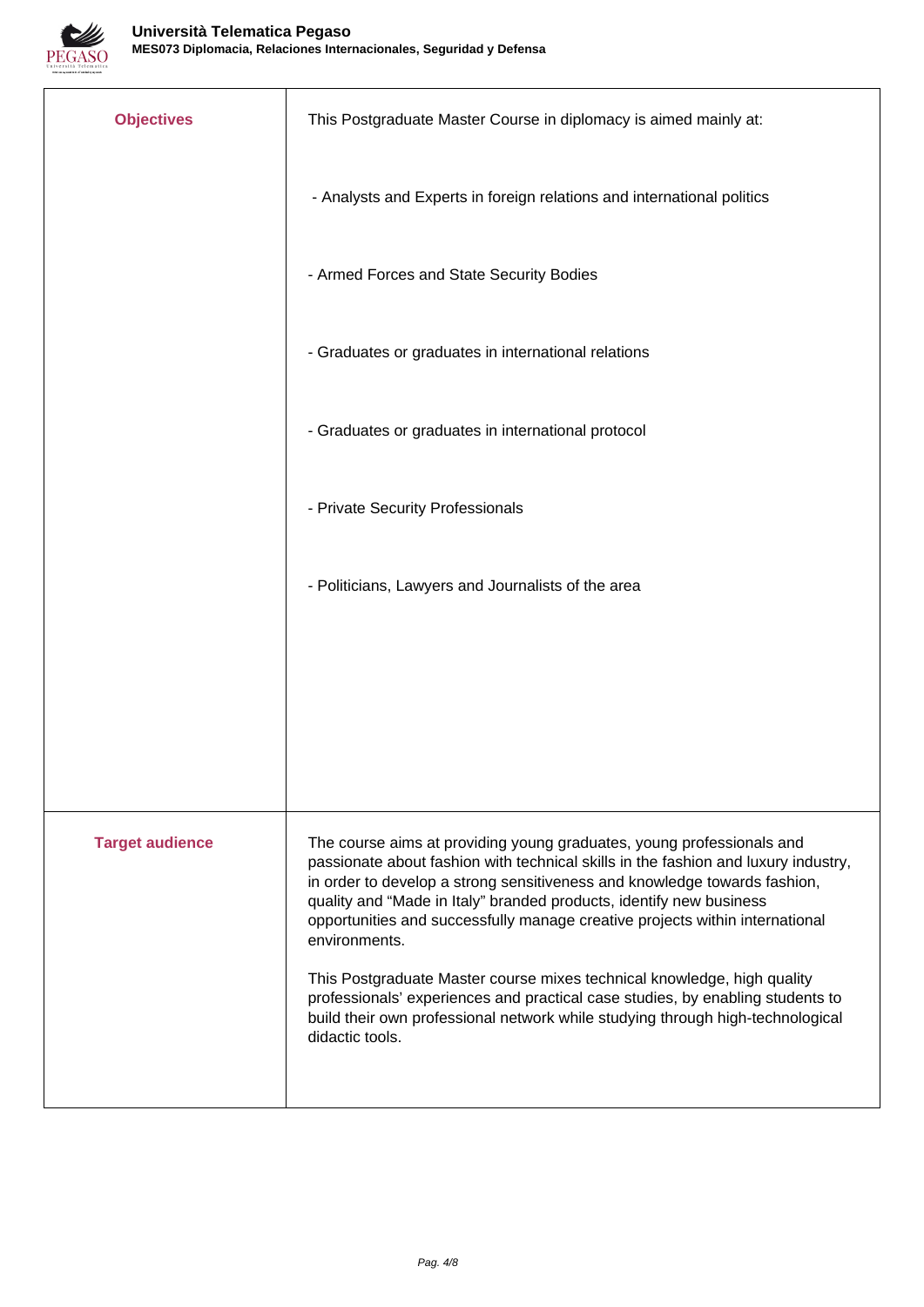| | |
|---|---|
| **Objectives** | This Postgraduate Master Course in diplomacy is aimed mainly at:<br><br>- Analysts and Experts in foreign relations and international politics<br><br>- Armed Forces and State Security Bodies<br><br>- Graduates or graduates in international relations<br><br>- Graduates or graduates in international protocol<br><br>- Private Security Professionals<br><br>- Politicians, Lawyers and Journalists of the area |
| **Target audience** | The course aims at providing young graduates, young professionals and passionate about fashion with technical skills in the fashion and luxury industry, in order to develop a strong sensitiveness and knowledge towards fashion, quality and "Made in Italy" branded products, identify new business opportunities and successfully manage creative projects within international environments.<br><br>This Postgraduate Master course mixes technical knowledge, high quality professionals' experiences and practical case studies, by enabling students to build their own professional network while studying through high-technological didactic tools. |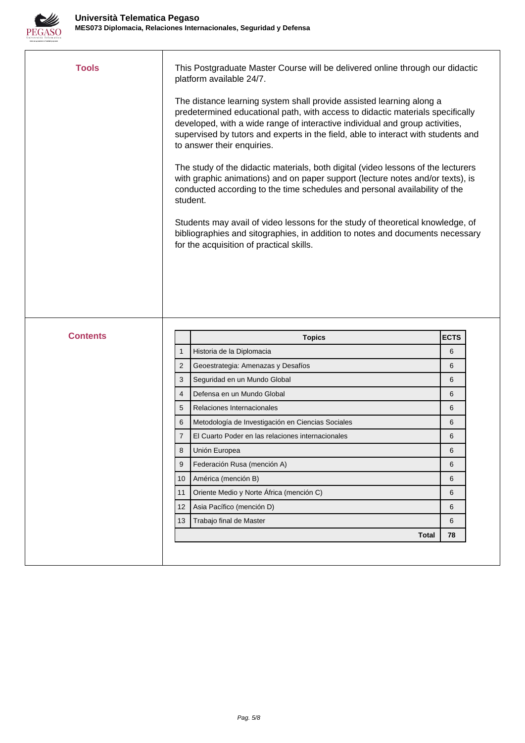## Tools

This Postgraduate Master Course will be delivered online through our didactic platform available 24/7.

The distance learning system shall provide assisted learning along a predetermined educational path, with access to didactic materials specifically developed, with a wide range of interactive individual and group activities, supervised by tutors and experts in the field, able to interact with students and to answer their enquiries.

The study of the didactic materials, both digital (video lessons of the lecturers with graphic animations) and on paper support (lecture notes and/or texts), is conducted according to the time schedules and personal availability of the student.

Students may avail of video lessons for the study of theoretical knowledge, of bibliographies and sitographies, in addition to notes and documents necessary for the acquisition of practical skills.

## Contents

| | Topics | ECTS |
|---|---|---|
| 1 | Historia de la Diplomacia | 6 |
| 2 | Geoestrategia: Amenazas y Desafíos | 6 |
| 3 | Seguridad en un Mundo Global | 6 |
| 4 | Defensa en un Mundo Global | 6 |
| 5 | Relaciones Internacionales | 6 |
| 6 | Metodología de Investigación en Ciencias Sociales | 6 |
| 7 | El Cuarto Poder en las relaciones internacionales | 6 |
| 8 | Unión Europea | 6 |
| 9 | Federación Rusa (mención A) | 6 |
| 10 | América (mención B) | 6 |
| 11 | Oriente Medio y Norte África (mención C) | 6 |
| 12 | Asia Pacífico (mención D) | 6 |
| 13 | Trabajo final de Master | 6 |
| | **Total** | **78** |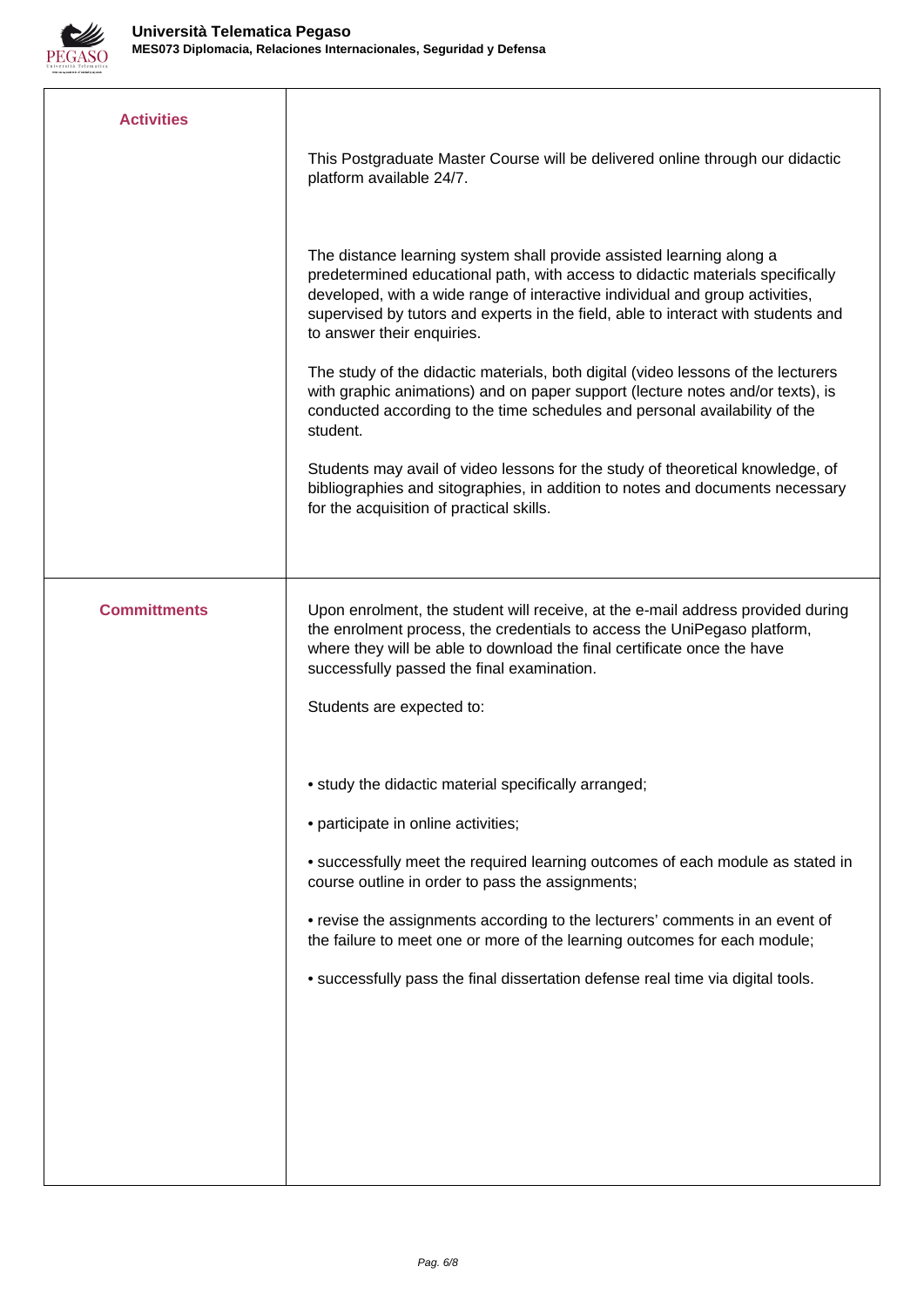| | |
|---|---|
| **Activities** | This Postgraduate Master Course will be delivered online through our didactic platform available 24/7.<br><br>The distance learning system shall provide assisted learning along a predetermined educational path, with access to didactic materials specifically developed, with a wide range of interactive individual and group activities, supervised by tutors and experts in the field, able to interact with students and to answer their enquiries.<br><br>The study of the didactic materials, both digital (video lessons of the lecturers with graphic animations) and on paper support (lecture notes and/or texts), is conducted according to the time schedules and personal availability of the student.<br><br>Students may avail of video lessons for the study of theoretical knowledge, of bibliographies and sitographies, in addition to notes and documents necessary for the acquisition of practical skills. |
| **Committments** | Upon enrolment, the student will receive, at the e-mail address provided during the enrolment process, the credentials to access the UniPegaso platform, where they will be able to download the final certificate once the have successfully passed the final examination.<br><br>Students are expected to:<br><br>• study the didactic material specifically arranged;<br><br>• participate in online activities;<br><br>• successfully meet the required learning outcomes of each module as stated in course outline in order to pass the assignments;<br><br>• revise the assignments according to the lecturers' comments in an event of the failure to meet one or more of the learning outcomes for each module;<br><br>• successfully pass the final dissertation defense real time via digital tools. |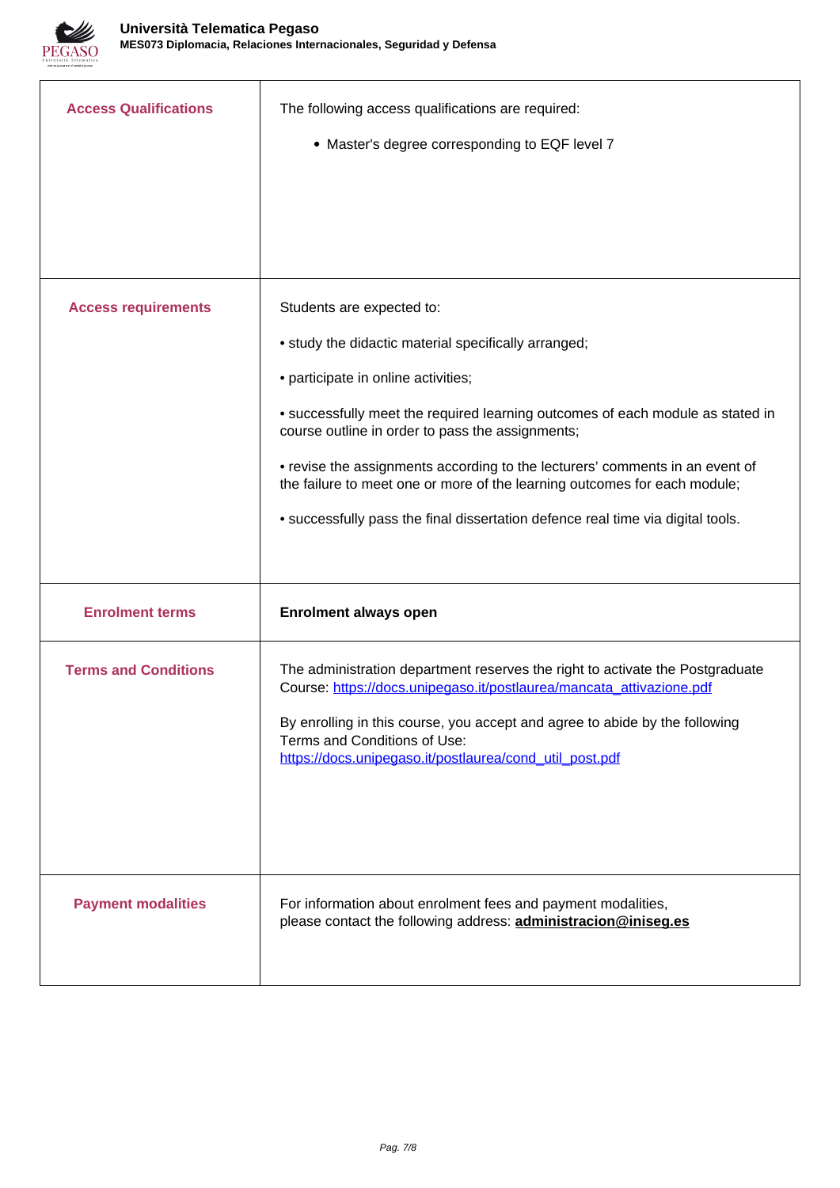| | |
|---|---|
| **Access Qualifications** | The following access qualifications are required:<br><br>• Master's degree corresponding to EQF level 7 |
| **Access requirements** | Students are expected to:<br><br>• study the didactic material specifically arranged;<br><br>• participate in online activities;<br><br>• successfully meet the required learning outcomes of each module as stated in course outline in order to pass the assignments;<br><br>• revise the assignments according to the lecturers' comments in an event of the failure to meet one or more of the learning outcomes for each module;<br><br>• successfully pass the final dissertation defence real time via digital tools. |
| **Enrolment terms** | **Enrolment always open** |
| **Terms and Conditions** | The administration department reserves the right to activate the Postgraduate Course: https://docs.unipegaso.it/postlaurea/mancata_attivazione.pdf<br><br>By enrolling in this course, you accept and agree to abide by the following Terms and Conditions of Use:<br>https://docs.unipegaso.it/postlaurea/cond_util_post.pdf |
| **Payment modalities** | For information about enrolment fees and payment modalities, please contact the following address: **administracion@iniseg.es** |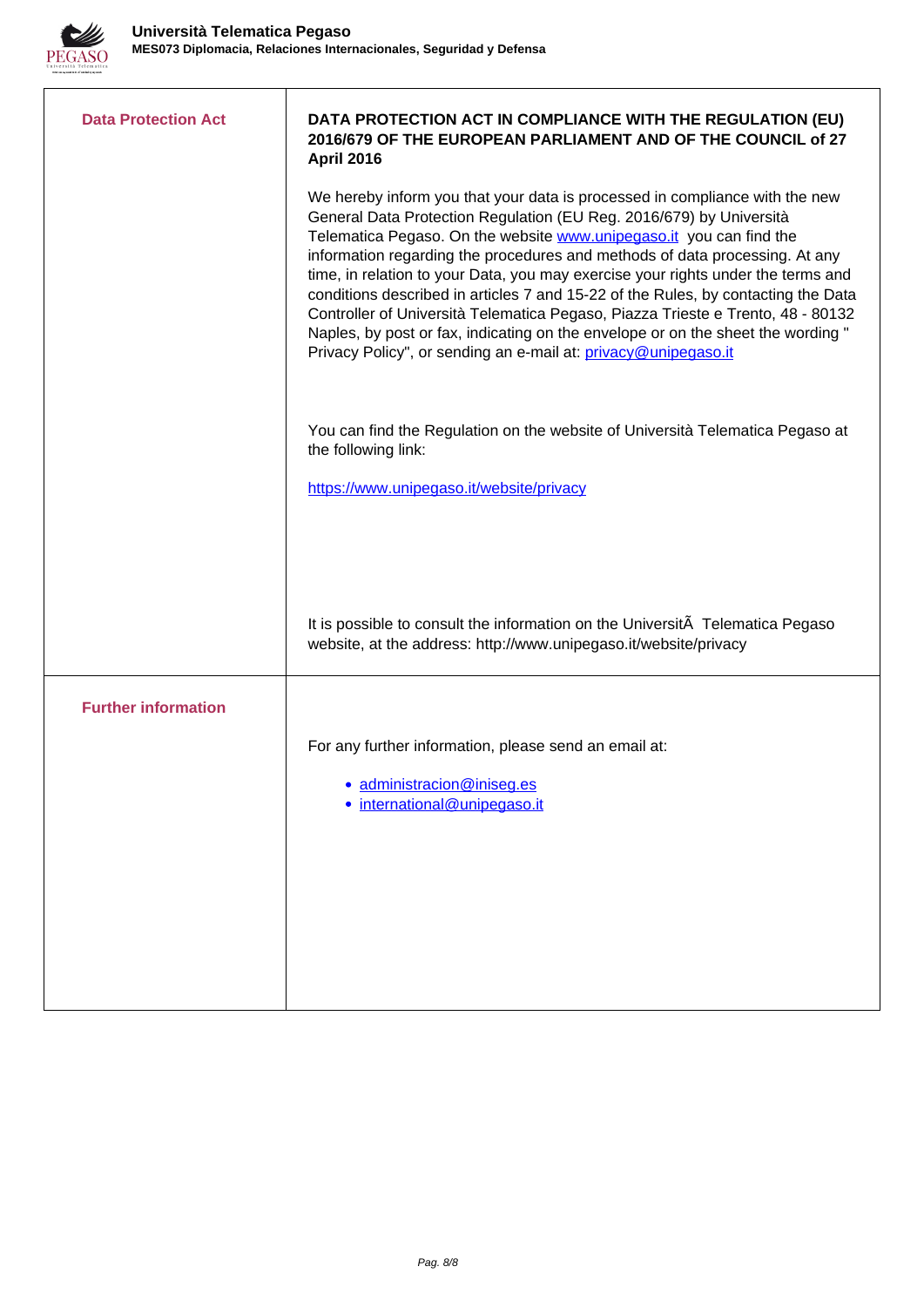| | |
|---|---|
| **Data Protection Act** | **DATA PROTECTION ACT IN COMPLIANCE WITH THE REGULATION (EU) 2016/679 OF THE EUROPEAN PARLIAMENT AND OF THE COUNCIL of 27 April 2016**<br><br>We hereby inform you that your data is processed in compliance with the new General Data Protection Regulation (EU Reg. 2016/679) by Università Telematica Pegaso. On the website www.unipegaso.it you can find the information regarding the procedures and methods of data processing. At any time, in relation to your Data, you may exercise your rights under the terms and conditions described in articles 7 and 15-22 of the Rules, by contacting the Data Controller of Università Telematica Pegaso, Piazza Trieste e Trento, 48 - 80132 Naples, by post or fax, indicating on the envelope or on the sheet the wording " Privacy Policy", or sending an e-mail at: privacy@unipegaso.it<br><br>You can find the Regulation on the website of Università Telematica Pegaso at the following link:<br><br>https://www.unipegaso.it/website/privacy<br><br>It is possible to consult the information on the UniversitÃ  Telematica Pegaso website, at the address: http://www.unipegaso.it/website/privacy |
| **Further information** | For any further information, please send an email at:<br><br>• administracion@iniseg.es<br>• international@unipegaso.it |